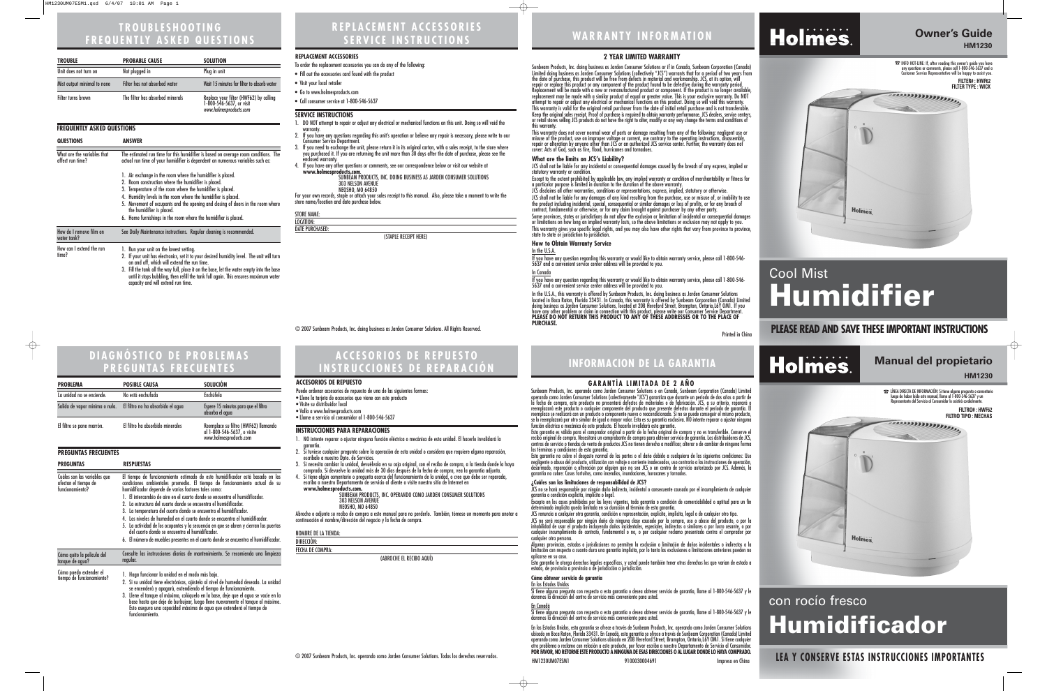# TROUBLESHOOTING FREQUENTLY ASKED QUESTIONS

| TROUBLE | PROBABLE CAUSE | SOLUTION |
|---|---|---|
| Unit does not turn on | Not plugged in | Plug in unit |
| Mist output minimal to none | Filter has not absorbed water | Wait 15 minutes for filter to absorb water |
| Filter turns brown | The filter has absorbed minerals | Replace your filter (HWF62) by calling 1-800-546-5637, or visit *www.holmesproducts.com* |

## FREQUENTLY ASKED QUESTIONS

| QUESTIONS | ANSWER |
|---|---|
| What are the variables that affect run time? | The estimated run time for this humidifier is based on average room conditions. The actual run time of your humidifier is dependent on numerous variables such as: 1. Air exchange in the room where the humidifier is placed. 2. Room construction where the humidifier is placed. 3. Temperature of the room where the humidifier is placed. 4. Humidity levels in the room where the humidifier is placed. 5. Movement of occupants and the opening and closing of doors in the room where the humidifier is placed. 6. Home furnishings in the room where the humidifier is placed. |
| How do I remove film on water tank? | See Daily Maintenance instructions. Regular cleaning is recommended. |
| How can I extend the run time? | 1. Run your unit on the lowest setting. 2. If your unit has electronics, set it to your desired humidity level. The unit will turn on and off, which will extend the run time. 3. Fill the tank all the way full, place it on the base, let the water empty into the base until it stops bubbling, then refill the tank full again. This ensures maximum water capacity and will extend run time. |

# REPLACEMENT ACCESSORIES SERVICE INSTRUCTIONS

## REPLACEMENT ACCESSORIES

To order the replacement accessories you can do any of the following:

- Fill out the accessories card found with the product
- Visit your local retailer
- Go to www.holmesproducts.com
- Call consumer service at 1-800-546-5637

## SERVICE INSTRUCTIONS

1. DO NOT attempt to repair or adjust any electrical or mechanical functions on this unit. Doing so will void the warranty.
2. If you have any questions regarding this unit's operation or believe any repair is necessary, please write to our Consumer Service Department.
3. If you need to exchange the unit, please return it in its original carton, with a sales receipt, to the store where you purchased it. If you are returning the unit more than 30 days after the date of purchase, please see the enclosed warranty.
4. If you have any other questions or comments, see our correspondence below or visit our website at **www.holmesproducts.com.**

SUNBEAM PRODUCTS, INC. DOING BUSINESS AS JARDEN CONSUMER SOLUTIONS
303 NELSON AVENUE
NEOSHO, MO 64850

For your own records, staple or attach your sales receipt to this manual. Also, please take a moment to write the store name/location and date purchase below.

STORE NAME:
LOCATION:
DATE PURCHASED:

(STAPLE RECEIPT HERE)

© 2007 Sunbeam Products, Inc. doing business as Jarden Consumer Solutions. All Rights Reserved.

# WARRANTY INFORMATION

## 2 YEAR LIMITED WARRANTY

Sunbeam Products, Inc. doing business as Jarden Consumer Solutions or if in Canada, Sunbeam Corporation (Canada) Limited doing business as Jarden Consumer Solutions (collectively "JCS") warrants that for a period of two years from the date of purchase, this product will be free from defects in material and workmanship. JCS, at its option, will repair or replace this product or any component of the product found to be defective during the warranty period. Replacement will be made with a new or remanufactured product or component. If the product is no longer available, replacement may be made with a similar product of equal or greater value. This is your exclusive warranty. Do NOT attempt to repair or adjust any electrical or mechanical functions on this product. Doing so will void this warranty. This warranty is valid for the original retail purchaser from the date of initial retail purchase and is not transferable. Keep the original sales receipt. Proof of purchase is required to obtain warranty performance. JCS dealers, service centers, or retail stores selling JCS products do not have the right to alter, modify or any way change the terms and conditions of this warranty.

This warranty does not cover normal wear of parts or damage resulting from any of the following: negligent use or misuse of the product, use on improper voltage or current, use contrary to the operating instructions, disassembly, repair or alteration by anyone other than JCS or an authorized JCS service center. Further, the warranty does not cover: Acts of God, such as fire, flood, hurricanes and tornadoes.

### What are the limits on JCS's Liability?

JCS shall not be liable for any incidental or consequential damages caused by the breach of any express, implied or statutory warranty or condition.

Except to the extent prohibited by applicable law, any implied warranty or condition of merchantability or fitness for a particular purpose is limited in duration to the duration of the above warranty.

JCS disclaims all other warranties, conditions or representations, express, implied, statutory or otherwise.

JCS shall not be liable for any damages of any kind resulting from the purchase, use or misuse of, or inability to use the product including incidental, special, consequential or similar damages or loss of profits, or for any breach of contract, fundamental or otherwise, or for any claim brought against purchaser by any other party.

Some provinces, states or jurisdictions do not allow the exclusion or limitation of incidental or consequential damages or limitations on how long an implied warranty lasts, so the above limitations or exclusion may not apply to you.

This warranty gives you specific legal rights, and you may also have other rights that vary from province to province, state to state or jurisdiction to jurisdiction.

### How to Obtain Warranty Service

In the U.S.A.

If you have any question regarding this warranty or would like to obtain warranty service, please call 1-800-546-5637 and a convenient service center address will be provided to you.

In Canada

If you have any question regarding this warranty or would like to obtain warranty service, please call 1-800-546-5637 and a convenient service center address will be provided to you.

In the U.S.A., this warranty is offered by Sunbeam Products, Inc. doing business as Jarden Consumer Solutions located in Boca Raton, Florida 33431. In Canada, this warranty is offered by Sunbeam Corporation (Canada) Limited doing business as Jarden Consumer Solutions, located at 20B Hereford Street, Brampton, Ontario,L6Y 0M1. If you have any other problem or claim in connection with this product, please write our Consumer Service Department. **PLEASE DO NOT RETURN THIS PRODUCT TO ANY OF THESE ADDRESSES OR TO THE PLACE OF PURCHASE.**

Printed in China

# Holmes.

## Owner's Guide

**HM1230**

☎ INFO HOT-LINE: If, after reading this owner's guide you have any questions or comments, please call 1-800-546-5637 and a Customer Service Representative will be happy to assist you.

**FILTER#: HWF62**
**FILTER TYPE: WICK**

# Cool Mist Humidifier

**PLEASE READ AND SAVE THESE IMPORTANT INSTRUCTIONS**

# DIAGNÓSTICO DE PROBLEMAS PREGUNTAS FRECUENTES

| PROBLEMA | POSIBLE CAUSA | SOLUCIÓN |
|---|---|---|
| La unidad no se enciende. | No esta enchufada | Enchúfela |
| Salida de vapor mínima o nula. | El filtro no ha absorbido el agua | Espere 15 minutos para que el filtro absorba el agua |
| El filtro se pone marrón. | El filtro ha absorbido minerales | Reemplace su filtro (HWF62) llamando al 1-800-546-5637, o visite www.holmesproducts.com |

## PREGUNTAS FRECUENTES

| PREGUNTAS | RESPUESTAS |
|---|---|
| Cuáles son las variables que afectan el tiempo de funcionamiento? | El tiempo de funcionamiento estimado de este humidificador está basado en las condiciones ambientales promedio. El tiempo de funcionamiento actual de su humidificador depende de varios factores tales como: 1. El intercambio de aire en el cuarto donde se encuentra el humidificador. 2. La estructura del cuarto donde se encuentra el humidificador. 3. La temperatura del cuarto donde se encuentra el humidificador. 4. Los niveles de humedad en el cuarto donde se encuentra el humidificador. 5. La actividad de los ocupantes y la secuencia en que se abren y cierran las puertas del cuarto donde se encuentra el humidificador. 6. El número de muebles presentes en el cuarto donde se encuentra el humidificador. |
| Cómo quito la película del tanque de agua? | Consulte las instrucciones diarias de mantenimiento. Se recomienda una limpieza regular. |
| Cómo puedo extender el tiempo de funcionamiento? | 1. Haga funcionar la unidad en el modo más bajo. 2. Si su unidad tiene electrónicos, ajústela al nivel de humedad deseado. La unidad se encenderá y apagará, extendiendo el tiempo de funcionamiento. 3. Llene el tanque al máximo, colóquelo en la base, deje que el agua se vacíe en la base hasta que deje de burbujear, luego llene nuevamente el tanque al máximo. Esto asegura una capacidad máxima de agua que extenderá el tiempo de funcionamiento. |

# ACCESORIOS DE REPUESTO INSTRUCCIONES DE REPARACIÓN

## ACCESORIOS DE REPUESTO

Puede ordenar accesorios de repuesto de una de las siguientes formas:

- Llene la tarjeta de accesorios que viene con este producto
- Visite su distribuidor local
- Vaya a www.holmesproducts.com
- Llame a servicio al consumidor al 1-800-546-5637

## INSTRUCCIONES PARA REPARACIONES

1. NO intente reparar o ajustar ninguna función eléctrica o mecánica de esta unidad. El hacerlo invalidará la garantía.
2. Si tuviese cualquier pregunta sobre la operación de esta unidad o considera que requiere alguna reparación, escríbale a nuestro Dpto. de Servicios.
3. Si necesita cambiar la unidad, devuélvala en su caja original, con el recibo de compra, a la tienda donde la haya comprado. Si devuelve la unidad más de 30 días después de la fecha de compra, vea la garantía adjunta.
4. Si tiene algún comentario o pregunta acerca del funcionamiento de la unidad, o cree que debe ser reparada, escriba a nuestro Departamento de servicio al cliente o visite nuestro sitio de Internet en **www.holmesproducts.com.**

SUNBEAM PRODUCTS, INC. OPERANDO COMO JARDEN CONSUMER SOLUTIONS
303 NELSON AVENUE
NEOSHO, MO 64850

Abroche o adjunte su recibo de compra a este manual para no perderlo. También, tómese un momento para anotar a continuación el nombre/dirección del negocio y la fecha de compra.

NOMBRE DE LA TIENDA:
DIRECCIÓN:
FECHA DE COMPRA:

(ABROCHE EL RECIBO AQUÍ)

© 2007 Sunbeam Products, Inc. operando como Jarden Consumer Solutions. Todos los derechos reservados.

# INFORMACION DE LA GARANTIA

## GARANTÍA LIMITADA DE 2 AÑO

Sunbeam Products, Inc. operando como Jarden Consumer Solutions o en Canadá, Sunbeam Corporation (Canada) Limited operando como Jarden Consumer Solutions (colectivamente "JCS") garantiza que durante un periodo de dos años a partir de la fecha de compra, este producto no presentará defectos de materiales o de fabricación. JCS, a su criterio, reparará o reemplazará este producto o cualquier componente del producto que presente defectos durante el periodo de garantía. El reemplazo se realizará con un producto o componente nuevo o reacondicionado. Si no se puede conseguir el mismo producto, se lo reemplazará por otro similar de igual o mayor valor. Ésta es su garantía exclusiva. NO intente reparar o ajustar ninguna función eléctrica o mecánica de este producto. El hacerlo invalidará ésta garantía.

Esta garantía es válida para el comprador original a partir de la fecha original de compra y no es transferible. Conserve el recibo original de compra. Necesitará un comprobante de compra para obtener servicio de garantía. Los distribuidores de JCS, centros de servicio o tiendas de venta de productos JCS no tienen derecho a modificar, alterar o de cambiar de ninguna forma los términos y condiciones de esta garantía.

Esta garantía no cubre el desgaste normal de las partes o el daño debido a cualquiera de las siguientes condiciones: Uso negligente o abuso del producto, utilización con voltaje o corriente inadecuados, uso contrario a las instrucciones de operación, desarmado, reparación o alteración por alguien que no sea JCS o un centro de servicio autorizado por JCS. Además, la garantía no cubre: Casos fortuitos, como incendios, inundaciones, huracanes y tornados.

### ¿Cuáles son las limitaciones de responsabilidad de JCS?

JCS no se hará responsable por ningún daño indirecto, incidental o consecuente causado por el incumplimiento de cualquier garantía o condición explícita, implícita o legal.

Excepto en los casos prohibidos por las leyes vigentes, toda garantía o condición de comerciabilidad o aptitud para un fin determinado implícita queda limitada en su duración al término de esta garantía.

JCS renuncia a cualquier otra garantía, condición o representación, explícita, implícita, legal o de cualquier otro tipo.

JCS no será responsable por ningún daño de ninguna clase causado por la compra, uso o abuso del producto, o por la inhabilidad de usar el producto incluyendo daños incidentales, especiales, indirectos o similares o por lucro cesante, o por cualquier incumplimiento de contrato, fundamental o no, o por cualquier reclamo presentado contra el comprador por cualquier otra persona.

Algunas provincias, estados o jurisdicciones no permiten la exclusión o limitación de daños incidentales o indirectos o la limitación con respecto a cuanto dura una garantía implícita, por lo tanto las exclusiones o limitaciones anteriores pueden no aplicarse en su caso.

Esta garantía le otorga derechos legales específicos, y usted puede también tener otros derechos los que varían de estado a estado, de provincia a provincia o de jurisdicción a jurisdicción.

### Cómo obtener servicio de garantía

En los Estados Unidos

Si tiene alguna pregunta con respecto a esta garantía o desea obtener servicio de garantía, llame al 1-800-546-5637 y le daremos la dirección del centro de servicio más conveniente para usted.

En Canadá

Si tiene alguna pregunta con respecto a esta garantía o desea obtener servicio de garantía, llame al 1-800-546-5637 y le daremos la dirección del centro de servicio más conveniente para usted.

En los Estados Unidos, esta garantía se ofrece a través de Sunbeam Products, Inc. operando como Jarden Consumer Solutions ubicada en Boca Raton, Florida 33431. En Canadá, esta garantía se ofrece a través de Sunbeam Corporation (Canada) Limited operando como Jarden Consumer Solutions ubicada en 20B Hereford Street, Brampton, Ontario,L6Y 0M1. Si tiene cualquier otro problema o reclamo con relación a este producto, por favor escriba a nuestro Departamento de Servicio al Consumidor. **POR FAVOR, NO RETORNE ESTE PRODUCTO A NINGUNA DE ESAS DIRECCIONES O AL LUGAR DONDE LO HAYA COMPRADO.**

HM1230UM07ESM1 9100030004691 Impreso en China

# Holmes.

## Manual del propietario

**HM1230**

☎ LÍNEA DIRECTA DE INFORMACIÓN: Si tiene alguna pregunta o comentario luego de haber leído este manual, llame al 1-800-546-5637 y un Representante del Servicio al Consumidor lo asistirá cordialmente.

**FILTRO#: HWF62**
**FILTRO TIPO: MECHAS**

# con rocío fresco Humidificador

**LEA Y CONSERVE ESTAS INSTRUCCIONES IMPORTANTES**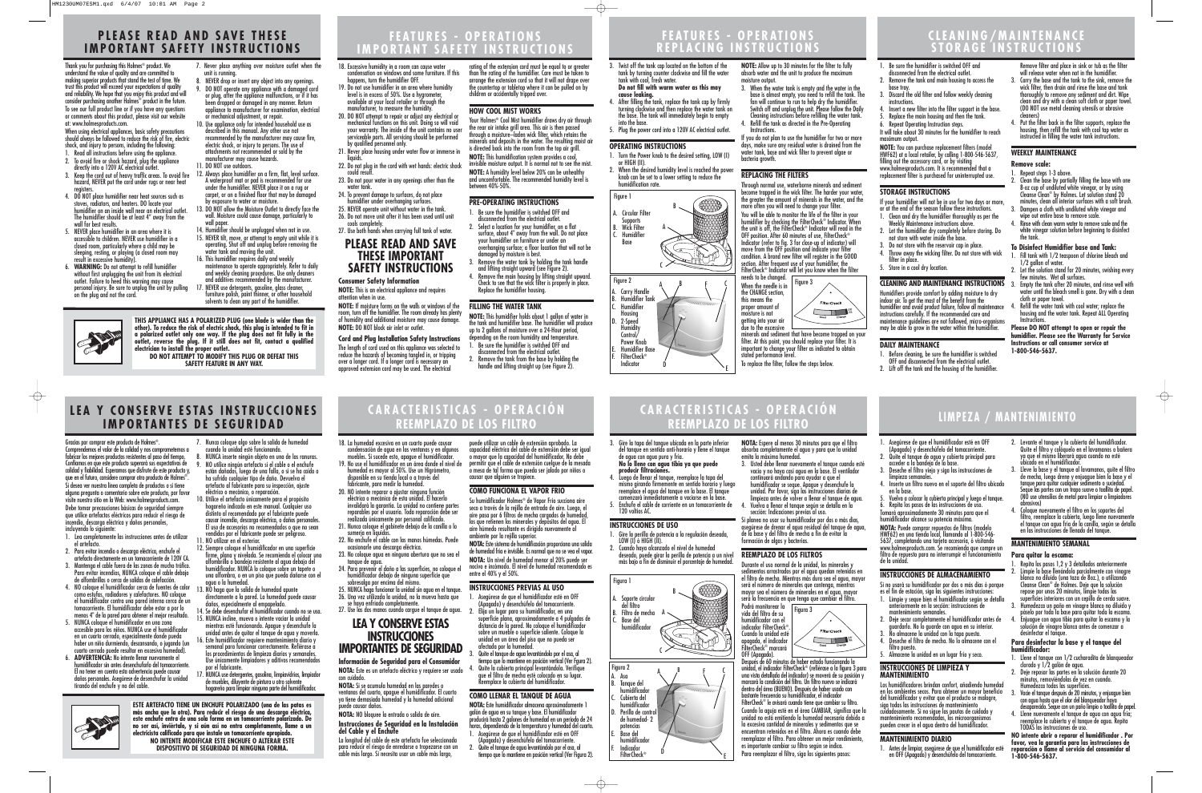# PLEASE READ AND SAVE THESE IMPORTANT SAFETY INSTRUCTIONS

Thank you for purchasing this Holmes® product. We understand the value of quality and are committed to making superior products that stand the test of time. We trust this product will exceed your expectations of quality and reliability. We hope that you enjoy this product and will consider purchasing another Holmes® product in the future. To see our full product line or if you have any questions or comments about this product, please visit our website at: www.holmesproducts.com.

When using electrical appliances, basic safety precautions should always be followed to reduce the risk of fire, electric shock, and injury to persons, including the following:

1. Read all instructions before using the appliance.
2. To avoid fire or shock hazard, plug the appliance directly into a 120V AC electrical outlet.
3. Keep the cord out of heavy traffic areas. To avoid fire hazard, NEVER put the cord under rugs or near heat registers.
4. DO NOT place humidifier near heat sources such as stoves, radiators, and heaters. DO locate your humidifier on an inside wall near an electrical outlet. The humidifier should be at least 4" away from the wall for best results.
5. NEVER place humidifier in an area where it is accessible to children. NEVER use humidifier in a closed room, particularly where a child may be sleeping, resting, or playing (a closed room may result in excessive humidity).
6. **WARNING:** Do not attempt to refill humidifier without first unplugging the unit from its electrical outlet. Failure to heed this warning may cause personal injury. Be sure to unplug the unit by pulling on the plug and not the cord.
7. Never place anything over any moisture outlet when the unit is running.
8. NEVER drop or insert any object into any openings.
9. DO NOT operate any appliance with a damaged cord or plug, after the appliance malfunctions, or if it has been dropped or damaged in any manner. Return appliance to manufacturer for examination, electrical or mechanical adjustment, or repair.
10. Use appliance only for intended household use as described in this manual. Any other use not recommended by the manufacturer may cause fire, electric shock, or injury to persons. The use of attachments not recommended or sold by the manufacturer may cause hazards.
11. DO NOT use outdoors.
12. Always place humidifier on a firm, flat, level surface. A waterproof mat or pad is recommended for use under the humidifier. NEVER place it on a rug or carpet, or on a finished floor that may be damaged by exposure to water or moisture.
13. DO NOT allow the Moisture Outlet to directly face the wall. Moisture could cause damage, particularly to wall paper.
14. Humidifier should be unplugged when not in use.
15. NEVER tilt, move, or attempt to empty unit while it is operating. Shut off and unplug before removing the water tank and moving the unit.
16. This humidifier requires daily and weekly maintenance to operate appropriately. Refer to daily and weekly cleaning procedures. Use only cleaners and additives recommended by the manufacturer.
17. NEVER use detergents, gasoline, glass cleaners, furniture polish, paint thinner, or other household solvents to clean any part of the humidifier.

**THIS APPLIANCE HAS A POLARIZED PLUG (one blade is wider than the other). To reduce the risk of electric shock, this plug is intended to fit in a polarized outlet only one way. If the plug does not fit fully in the outlet, reverse the plug. If it still does not fit, contact a qualified electrician to install the proper outlet. DO NOT ATTEMPT TO MODIFY THIS PLUG OR DEFEAT THIS SAFETY FEATURE IN ANY WAY.**

# FEATURES - OPERATIONS IMPORTANT SAFETY INSTRUCTIONS

18. Excessive humidity in a room can cause water condensation on windows and some pieces of furniture. If this happens, turn the humidifier OFF.
19. Do not use humidifier in an area where humidity level is in excess of 50%. Use a hygrometer, available at your local retailer or through the manufacturer, to measure the humidity.
20. DO NOT attempt to repair or adjust any electrical or mechanical functions on this unit. Doing so will void your warranty. The inside of the unit contains no user serviceable parts. All servicing should be performed by qualified personnel only.
21. Never place housing under water flow or immerse in liquids.
22. Do not plug in the cord with wet hands: electric shock could result.
23. Do not pour water in any openings other than the water tank.
24. To prevent damage to surfaces, do not place humidifier under overhanging surfaces.
25. NEVER operate unit without water in the tank.
26. Do not move unit after it has been used until unit cools completely.
27. Use both hands when carrying full tank of water.

## PLEASE READ AND SAVE THESE IMPORTANT SAFETY INSTRUCTIONS

### Consumer Safety Information

**NOTE:** This is an electrical appliance and requires attention when in use.

**NOTE:** If moisture forms on the walls or windows of the room, turn off the humidifier. The room already has plenty of humidity and additional moisture may cause damage. **NOTE:** DO NOT block air inlet or outlet.

### Cord and Plug Installation Safety Instructions

The length of cord used on this appliance was selected to reduce the hazards of becoming tangled in, or tripping over a longer cord. If a longer cord is necessary an approved extension cord may be used. The electrical rating of the extension cord must be equal to or greater than the rating of the humidifier. Care must be taken to arrange the extension cord so that it will not drape over the countertop or tabletop where it can be pulled on by children or accidentally tripped over.

## HOW COOL MIST WORKS

Your Holmes® Cool Mist humidifier draws dry air through the rear air intake grill area. This air is then passed through a moisture–laden wick filter, which retains the minerals and deposits in the water. The resulting moist air is directed back into the room from the top air grill.

**NOTE:** This humidification system provides a cool, invisible moisture output. It is normal not to see the mist.

**NOTE:** A humidity level below 20% can be unhealthy and uncomfortable. The recommended humidity level is between 40%-50%.

## PRE-OPERATING INSTRUCTIONS

1. Be sure the humidifier is switched OFF and disconnected from the electrical outlet.
2. Select a location for your humidifier, on a flat surface, about 4" away from the wall. Do not place your humidifier on furniture or under an overhanging surface; a floor location that will not be damaged by moisture is best.
3. Remove the water tank by holding the tank handle and lifting straight upward (see Figure 2).
4. Remove the main housing by lifting straight upward. Check to see that the wick filter is properly in place. Replace the humidifier housing.

## FILLING THE WATER TANK

**NOTE:** This humidifier holds about 1 gallon of water in the tank and humidifier base. The humidifier will produce up to 2 gallons of moisture over a 24-Hour period, depending on the room humidity and temperature.

1. Be sure the humidifier is switched OFF and disconnected from the electrical outlet.
2. Remove the tank from the base by holding the handle and lifting straight up (see Figure 2).

# FEATURES - OPERATIONS REPLACING INSTRUCTIONS

3. Twist off the tank cap located on the bottom of the tank by turning counter clockwise and fill the water tank with cool, fresh water.
   **Do not fill with warm water as this may cause leaking.**
4. After filling the tank, replace the tank cap by firmly turning clockwise and then replace the water tank onto the base. The tank will immediately begin to empty into the base.
5. Plug the power cord into a 120V AC electrical outlet.

## OPERATING INSTRUCTIONS

1. Turn the Power knob to the desired setting, LOW (I) or HIGH (II).
2. When the desired humidity level is reached the power knob can be set to a lower setting to reduce the humidification rate.

Figure 1

A. Circular Filter Supports
B. Wick Filter
C. Humidifier Base

Figure 2

A. Carry Handle
B. Humidifier Tank
C. Humidifier Housing
D. 2-Speed Humidity Control/ Power Knob
E. Humidifier Base
F. FilterCheck® Indicator

**NOTE:** Allow up to 30 minutes for the filter to fully absorb water and the unit to produce the maximum moisture output.

3. When the water tank is empty and the water in the base is almost empty, you need to refill the tank. The fan will continue to run to help dry the humidifier. Switch off and unplug the unit. Please follow the Daily Cleaning instructions before refilling the water tank.
4. Refill the tank as directed in the Pre-Operating Instructions.

If you do not plan to use the humidifier for two or more days, make sure any residual water is drained from the water tank, base and wick filter to prevent algae or bacteria growth.

## REPLACING THE FILTERS

Through normal use, waterborne minerals and sediment become trapped in the wick filter. The harder your water, the greater the amount of minerals in the water, and the more often you will need to change your filter.

You will be able to monitor the life of the filter in your humidifier by checking the FilterCheck® Indicator. When the unit is off, the FilterCheck® Indicator will read in the OFF position. After 60 minutes of use, FilterCheck® Indicator (refer to Fig. 3 for close-up of indicator) will move from the OFF position and indicate your filter condition. A brand new filter will register in the GOOD section. After frequent use of your humidifier, the FilterCheck® Indicator will let you know when the filter needs to be changed.

Figure 3

When the needle is in the CHANGE section, this means the proper amount of moisture is not getting into your air due to the excessive minerals and sediment that have become trapped on your filter. At this point, you should replace your filter. It is important to change your filter as indicated to obtain stated performance level.

To replace the filter, follow the steps below.

# CLEANING/MAINTENANCE STORAGE INSTRUCTIONS

1. Be sure the humidifier is switched OFF and disconnected from the electrical outlet.
2. Remove the tank and main housing to access the base tray.
3. Discard the old filter and follow weekly cleaning instructions.
4. Insert a new filter into the filter support in the base.
5. Replace the main housing and then the tank.
6. Repeat Operating Instruction steps.

It will take about 30 minutes for the humidifier to reach maximum output.

**NOTE:** You can purchase replacement filters (model HWF62) at a local retailer, by calling 1-800-546-5637, filling out the accessory card, or by visiting www.holmesproducts.com. It is recommended that a replacement filter is purchased for uninterrupted use.

## STORAGE INSTRUCTIONS

If your humidifier will not be in use for two days or more, or at the end of the season follow these instructions.

1. Clean and dry the humidifier thoroughly as per the Weekly Maintenance instructions above.
2. Let the humidifier dry completely before storing. Do not store with water inside the base.
3. Do not store with the reservoir cap in place.
4. Throw away the wicking filter. Do not store with wick filter in place.
5. Store in a cool dry location.

## CLEANING AND MAINTENANCE INSTRUCTIONS

Humidifiers provide comfort by adding moisture to dry indoor air. To get the most of the benefit from the humidifier and avoid product failure, follow all maintenance instructions carefully. If the recommended care and maintenance guidelines are not followed, micro-organisms may be able to grow in the water within the humidifier.

## DAILY MAINTENANCE

1. Before cleaning, be sure the humidifier is switched OFF and disconnected from the electrical outlet.
2. Lift off the tank and the housing of the humidifier. Remove filter and place in sink or tub as the filter will release water when not in the humidifier.
3. Carry the base and the tank to the sink, remove the wick filter, then drain and rinse the base and tank thoroughly to remove any sediment and dirt. Wipe clean and dry with a clean soft cloth or paper towel. (DO NOT use metal cleaning utensils or abrasive cleaners)
4. Put the filter back in the filter supports, replace the housing, then refill the tank with cool tap water as instructed in filling the water tank instructions.

## WEEKLY MAINTENANCE

**Remove scale:**

1. Repeat steps 1-3 above.
2. Clean the base by partially filling the base with one 8 oz cup of undiluted white vinegar, or by using Cleanse Clean® by Holmes. Let solution stand 20 minutes, clean all interior surfaces with a soft brush.
3. Dampen a cloth with undiluted white vinegar and wipe out entire base to remove scale.
4. Rinse with clean warm water to remove scale and the white vinegar solution before beginning to disinfect the tank.

**To Disinfect Humidifier Base and Tank:**

1. Fill tank with 1/2 teaspoon of chlorine bleach and 1/2 gallon of water.
2. Let the solution stand for 20 minutes, swishing every few minutes. Wet all surfaces.
3. Empty the tank after 20 minutes, and rinse well with water until the bleach smell is gone. Dry with a clean cloth or paper towel.
4. Refill the water tank with cool water; replace the housing and the water tank. Repeat ALL Operating Instructions.

**Please DO NOT attempt to open or repair the humidifier. Please see the Warranty for Service Instructions or call consumer service at 1-800-546-5637.**

# LEA Y CONSERVE ESTAS INSTRUCCIONES IMPORTANTES DE SEGURIDAD

Gracias por comprar este producto de Holmes®. Comprendemos el valor de la calidad y nos comprometemos a fabricar los mejores productos resistentes al paso del tiempo. Confiamos en que este producto superará sus expectativas de calidad y fiabilidad. Esperamos que disfrute de este producto y que en el futuro, considere comprar otro producto de Holmes®. Si desea ver nuestra línea completa de productos o si tiene alguna pregunta o comentario sobre este producto, por favor visite nuestro sitio en la Web: www.holmesproducts.com.

Debe tomar precauciones básicas de seguridad siempre que utilice artefactos eléctricos para reducir el riesgo de incendio, descarga eléctrica y daños personales, incluyendo lo siguiente:

1. Lea completamente las instrucciones antes de utilizar el artefacto.
2. Para evitar incendio o descarga eléctrica, enchufe el artefacto directamente en un tomacorriente de 120V CA.
3. Mantenga el cable fuera de las zonas de mucho tráfico. Para evitar incendios, NUNCA coloque el cable debajo de alfombrillas o cerca de salidas de calefacción.
4. NO coloque el humidificador cerca de fuentes de calor como estufas, radiadores y calefactores. NO coloque el humidificador contra una pared interna cerca de un tomacorriente. El humidificador debe estar a por lo menos 4" de la pared para obtener el mejor resultado.
5. NUNCA coloque el humidificador en una zona accesible para los niños. NUNCA use el humidificador en un cuarto cerrado, especialmente donde pueda haber un niño durmiendo, descansando, o jugando (un cuarto cerrado puede resultar en exceso humedad).
6. **ADVERTENCIA:** No intente llenar nuevamente el humidificador sin antes desenchufarlo del tomacorriente. El no tener en cuenta esta advertencia puede causar daños personales. Asegúrese de desenchufar la unidad tirando del enchufe y no del cable.
7. Nunca coloque algo sobre la salida de humedad cuando la unidad esté funcionando.
8. NUNCA inserte ningún objeto en una de las ranuras.
9. NO utilice ningún artefacto si el cable o el enchufe están dañados, luego de una falla, o si se ha caído o ha sufrido cualquier tipo de daño. Devuelva el artefacto al fabricante para su inspección, ajuste eléctrico o mecánico, o reparación.
10. Utilice el artefacto únicamente para el propósito hogareño indicado en este manual. Cualquier uso distinto al recomendado por el fabricante puede causar incendio, descarga eléctrica, o daños personales. El uso de accesorios no recomendados o que no sean vendidos por el fabricante puede ser peligroso.
11. NO utilizar en el exterior.
12. Siempre coloque el humidificador en una superficie firme, plana y nivelada. Se recomienda el colocar una alfombrilla o bandeja resistente al agua debajo del humidificador. NUNCA lo coloque sobre un tapete o una alfombra, o en un piso que pueda dañarse con el agua o la humedad.
13. NO haga que la salida de humedad apunte directamente a la pared. La humedad puede causar daños, especialmente al empapelado.
14. Se debe desenchufar el humidificador cuando no se usa.
15. NUNCA incline, mueva o intente vaciar la unidad mientras esté funcionando. Apague y desenchufe la unidad antes de quitar el tanque de agua y moverla.
16. Este humidificador requiere mantenimiento diario y semanal para funcionar correctamente. Refiérase a los procedimientos de limpieza diarios y semanales. Use únicamente limpiadores y aditivos recomendados por el fabricante.
17. NUNCA use detergente, gasolina, limpiavidrios, limpiador de muebles, diluyente de pintura u otro solvente hogareño para limpiar ninguna parte del humidificador.

**ESTE ARTEFACTO TIENE UN ENCHUFE POLARIZADO (una de las patas es más ancha que la otra). Para reducir el riesgo de una descarga eléctrica, este enchufe entra de una sola forma en un tomacorriente polarizado. De no ser así, inviértalo, y si aún así no entra completamente, llame a un electricista calificado para que instale un tomacorriente apropiado. NO INTENTE MODIFICAR ESTE ENCHUFE O ALTERAR ESTE DISPOSITIVO DE SEGURIDAD DE NINGUNA FORMA.**

# CARACTERISTICAS - OPERACIÓN REEMPLAZO DE LOS FILTRO

18. La humedad excesiva en un cuarto puede causar condensación de agua en las ventanas y en algunos muebles. Si sucede esto, apague el humidificador.
19. No use el humidificador en un área donde el nivel de humedad es mayor al 50%. Use un Higrómetro, disponible en su tienda local o a través del fabricante, para medir la humedad.
20. NO intente reparar o ajustar ninguna función eléctrica o mecánica de esta unidad. El hacerlo invalidará la garantía. La unidad no contiene partes reparables por el usuario. Toda reparación debe ser realizada únicamente por personal calificado.
21. Nunca coloque el gabinete debajo de la canilla o lo sumerja en líquidos.
22. No enchufe el cable con las manos húmedas. Puede ocasionarle una descarga eléctrica.
23. No coloque agua en ninguna abertura que no sea el tanque de agua.
24. Para prevenir el daño a las superficies, no coloque el humidificador debajo de ninguna superficie que sobresalga por encima del mismo.
25. NUNCA haga funcionar la unidad sin agua en el tanque.
26. Una vez utilizada la unidad, no la mueva hasta que se haya enfriado completamente.
27. Use las dos manos cuando cargue el tanque de agua.

## LEA Y CONSERVE ESTAS INSTRUCCIONES IMPORTANTES DE SEGURIDAD

### Información de Seguridad para el Consumidor

**NOTA:** Este es un artefacto eléctrico y requiere ser usado con cuidado.

**NOTA:** Si se acumula humedad en las paredes o ventanas del cuarto, apague el humidificador. El cuarto ya tiene demasiada humedad y la humedad adicional puede causar daños.

**NOTA:** NO bloquee la entrada o salida de aire.

### Instrucciones de Seguridad en la Instalación del Cable y el Enchufe

La longitud del cable de este artefacto fue seleccionada para reducir el riesgo de enredarse o tropezarse con un cable más largo. Si necesita usar un cable más largo, puede utilizar un cable de extensión aprobado. La capacidad eléctrica del cable de extensión debe ser igual o mayor que la del humidificador. No debe permitir que el cable de extensión cuelgue de la mesada o mesa de tal forma que pueda ser jalado por niños o causar que alguien se tropiece.

## CÓMO FUNCIONA EL VAPOR FRÍO

Su humidificador Holmes® de Vapor Frío succiona aire seco a través de la rejilla de entrada de aire. Luego, el aire pasa por los filtros de mecha cargados de humedad, los que retienen los minerales y depósitos del agua. El aire húmedo resultante es dirigido nuevamente al ambiente por la rejilla superior.

**NOTA:** Este sistema de humidificación proporciona una salida de humedad fría e invisible. Es normal que no se vea el vapor.

**NOTA:** Un nivel de humedad menor al 20% puede ser nocivo e incómodo. El nivel de humedad recomendado es entre el 40% y el 50%.

## INSTRUCCIONES PREVIAS AL USO

1. Asegúrese de que el humidificador esté en OFF (Apagado) y desenchúfelo del tomacorriente.
2. Elija un lugar para su humidificador, en una superficie plana, aproximadamente a 4 pulgadas de distancia de la pared. No coloque el humidificador sobre un mueble o superficie saliente. Coloque la unidad en un área del piso que no pueda ser afectado por la humedad.
3. Quite el tanque de agua levantándolo por el asa, al tiempo que lo mantiene en posición vertical (Ver Figura 2).
4. Quite la cubierta principal levantándola. Verifique que el filtro de mecha esté colocado en su lugar. Reemplace la cubierta del humidificador.

## CÓMO LLENAR EL TANQUE DE AGUA

**NOTA:** Este humidificador almacena aproximadamente 1 galón de agua en su tanque y base. El humidificador producirá hasta 2 galones de humedad en un período de 24 horas, dependiendo de la temperatura y humedad del cuarto.

1. Asegúrese de que el humidificador esté en OFF (Apagado) y desenchúfelo del tomacorriente.
2. Quite el tanque de agua levantándolo por el asa, al tiempo que lo mantiene en posición vertical (Ver Figura 2).

# CARACTERISTICAS - OPERACIÓN REEMPLAZO DE LOS FILTRO

3. Gire la tapa del tanque ubicada en la parte inferior del tanque en sentido anti-horario y llene el tanque de agua con agua pura y fría.
   **No lo llene con agua tibia ya que puede producir filtraciones.**
4. Luego de llenar el tanque, reemplace la tapa del mismo girando firmemente en sentido horario y luego reemplace el agua del tanque en la base. El tanque comenzará inmediatamente a vaciarse en la base.
5. Enchufe el cable de corriente en un tomacorriente de 120 voltios AC.

## INSTRUCCIONES DE USO

1. Gire la perilla de potencia a la regulación deseada, LOW (I) o HIGH (II).
2. Cuando haya alcanzado el nivel de humedad deseado, puede girar la perilla de potencia a un nivel más bajo a fin de disminuir el porcentaje de humedad.

Figura 1

A. Soporte circular del filtro
B. Filtro de mecha
C. Base del humidificador

Figura 2

A. Asa
B. Tanque del humidificador
C. Cubierta del humidificador
D. Perilla de control de humedad- 2 potencias
E. Base del humidificador
F. Indicador FilterCheck®

**NOTA:** Espere al menos 30 minutos para que el filtro absorba completamente el agua y para que la unidad emita la máxima humedad.

3. Usted debe llenar nuevamente el tanque cuando esté vacío y no haya casi agua en la base. El ventilador continuará andando para ayudar a que el humidificador se seque. Apague y desenchufe la unidad. Por favor, siga las instrucciones diarias de limpieza antes de volver a llenar el tanque de agua.
4. Vuelva a llenar el tanque según se detalla en la sección: Indicaciones previas al uso.

Si planea no usar su humidificador por dos o más días, asegúrese de drenar el agua residual del tanque de agua, de la base y del filtro de mecha a fin de evitar la formación de algas y bacterias.

## REEMPLAZO DE LOS FILTROS

Durante el uso normal de la unidad, los minerales y sedimentos arrastrados por el agua quedan retenidos en el filtro de mecha. Mientras más dura sea el agua, mayor será el número de minerales que contenga, mientras mayor sea el número de minerales en el agua, mayor será la frecuencia en que tenga que cambiar el filtro.

Podrá monitorear la vida del filtro de su humidificador con el indicador FilterCheck®. Cuando la unidad esté apagada, el indicador FilterCheck® marcará OFF (Apagado).

Figura 3

Después de 60 minutos de haber estado funcionando la unidad, el indicador FilterCheck® (refiérase a la figura 3 para una vista detallada del indicador) se moverá de su posición y marcará la condición del filtro. Un filtro nuevo se indicará dentro del área (BUENO). Después de haber usado con bastante frecuencia su humidificador, el indicador FilterCheck® le avisará cuando tiene que cambiar su filtro. Cuando la aguja esté en el área CAMBIAR, significa que la unidad no está emitiendo la humedad necesaria debido a la excesiva cantidad de minerales y sedimentos que se encuentran retenidos en el filtro. Ahora es cuando debe reemplazar el filtro. Para obtener un mejor rendimiento, es importante cambiar su filtro según se indica.

Para reemplazar el filtro, siga los siguientes pasos:

# LIMPIEZA / MANTENIMIENTO

1. Asegúrese de que el humidificador esté en OFF (Apagado) y desenchúfelo del tomacorriente.
2. Quite el tanque de agua y la cubierta principal para acceder a la bandeja de la base.
3. Deseche el filtro viejo y siga las instrucciones de limpieza semanales.
4. Inserte un filtro nuevo en el soporte del filtro ubicado en la base.
5. Vuelva a colocar la cubierta principal y luego el tanque.
6. Repita los pasos de las instrucciones de uso.

Tomará aproximadamente 30 minutos para que el humidificador alcance su potencia máxima.

**NOTA:** Puede comprar repuestos de filtros (modelo HWF62) en una tienda local, llamando al 1-800-546-5637, completando una tarjeta accesoria, ó visitando www.holmesproducts.com. Se recomienda que compre un filtro de repuesto para no interrumpir el funcionamiento de la unidad.

## INSTRUCCIONES DE ALMACENAMIENTO

Si no usará su humidificador por dos o más días ó porque es el fin de estación, siga las siguientes instrucciones:

1. Limpie y seque bien el humidificador según se detalla anteriormente en la sección: instrucciones de mantenimiento semanales.
2. Deje secar completamente el humidificador antes de guardarlo. No lo guarde con agua en su interior.
3. No almacene la unidad con la tapa puesta.
4. Deseche el filtro de mecha. No lo almacene con el filtro puesto.
5. Almacene la unidad en un lugar frío y seco.

## INSTRUCCIONES DE LIMPIEZA Y MANTENIMIENTO

Los humidificadores brindan confort, añadiendo humedad en los ambientes secos. Para obtener un mayor beneficio del humidificador y evitar que el producto se malogre, siga todas las instrucciones de mantenimiento cuidadosamente. Si no sigue las pautas de cuidado y mantenimiento recomendadas, los microorganismos pueden crecer en el agua dentro del humidificador.

## MANTENIMIENTO DIARIO

1. Antes de limpiar, asegúrese de que el humidificador esté en OFF (Apagado) y desenchúfelo del tomacorriente.
2. Levante el tanque y la cubierta del humidificador. Quite el filtro y colóquelo en el lavamanos o bañera ya que el mismo liberará agua cuando no esté ubicado en el humidificador.
3. Lleve la base y el tanque al lavamanos, quite el filtro de mecha, luego drene y enjuague bien la base y el tanque para quitar cualquier sedimento o suciedad. Seque las partes con un trapo suave o toallita de papel. (NO use utensilios de metal para limpiar o limpiadores abrasivos)
4. Coloque nuevamente el filtro en los soportes del filtro, reemplace la cubierta, luego llene nuevamente el tanque con agua fría de la canilla, según se detalla en las instrucciones de llenado del tanque.

## MANTENIMIENTO SEMANAL

**Para quitar la escama:**

1. Repita los pasos 1,2 y 3 detallados anteriormente
2. Limpie la base llenándola parcialmente con vinagre blanco no diluido (una taza de 8oz.), o utilizando Cleanse Clean® de Holmes. Deje que la solución repose por unos 20 minutos, limpie todas las superficies interiores con un cepillo de cerda suave.
3. Humedezca un paño en vinagre blanco no diluido y páselo por toda la base para quitar toda la escama.
4. Enjuague con agua tibia para quitar la escama y la solución de vinagre blanco antes de comenzar a desinfectar el tanque.

**Para desinfectar la base y el tanque del humidificador:**

1. Llene el tanque con 1/2 cucharadita de blanqueador clorado y 1/2 galón de agua.
2. Deje reposar las partes en la solución durante 20 minutos, removiéndolas de vez en cuando. Humedezca todas las superficies.
3. Vacíe el tanque después de 20 minutos, y enjuague bien con agua hasta que el olor del blanqueador haya desaparecido. Seque con un paño limpio o toallita de papel.
4. Llene nuevamente el tanque de agua con agua fría; reemplace la cubierta y el tanque de agua. Repita TODAS las instrucciones de uso.

**NO intente abrir o reparar el humidificador. Por favor, vea la garantía para las instrucciones de reparación o llame al servicio del consumidor al 1-800-546-5637.**